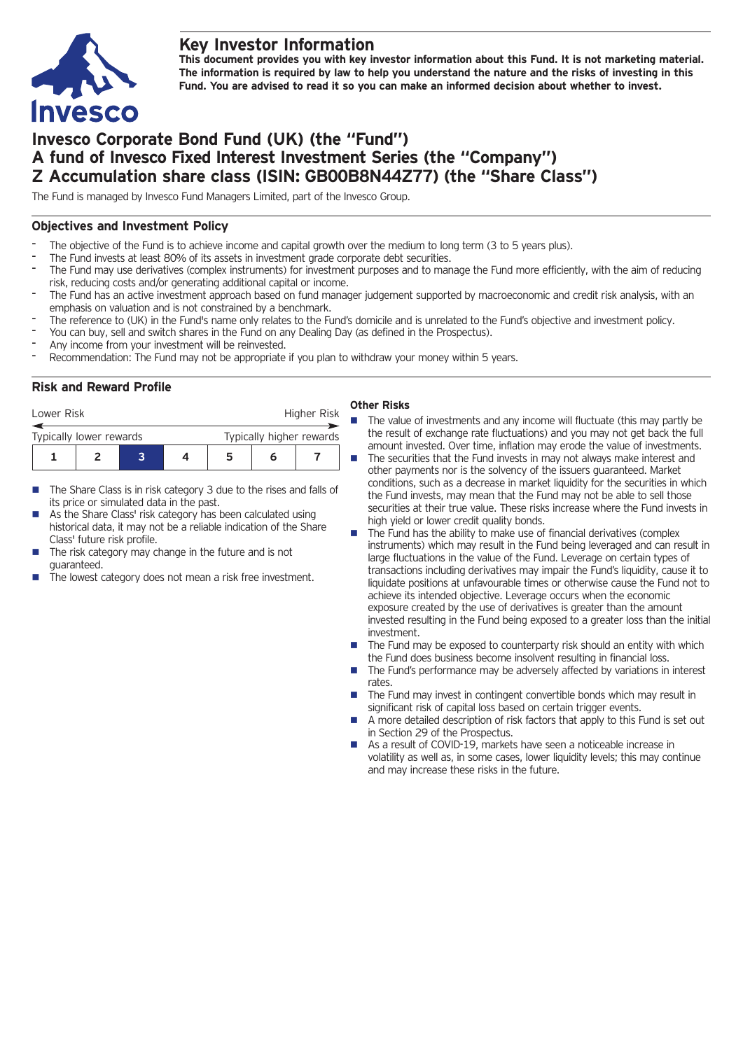# Key Investor Information

**This document provides you with key investor information about this Fund. It is not marketing material. The information is required by law to help you understand the nature and the risks of investing in this Fund. You are advised to read it so you can make an informed decision about whether to invest.**

# Invesco Corporate Bond Fund (UK) (the "Fund")
# A fund of Invesco Fixed Interest Investment Series (the "Company")
# Z Accumulation share class (ISIN: GB00B8N44Z77) (the "Share Class")

The Fund is managed by Invesco Fund Managers Limited, part of the Invesco Group.

## Objectives and Investment Policy

- The objective of the Fund is to achieve income and capital growth over the medium to long term (3 to 5 years plus).
- The Fund invests at least 80% of its assets in investment grade corporate debt securities.
- The Fund may use derivatives (complex instruments) for investment purposes and to manage the Fund more efficiently, with the aim of reducing risk, reducing costs and/or generating additional capital or income.
- The Fund has an active investment approach based on fund manager judgement supported by macroeconomic and credit risk analysis, with an emphasis on valuation and is not constrained by a benchmark.
- The reference to (UK) in the Fund's name only relates to the Fund's domicile and is unrelated to the Fund's objective and investment policy.
- You can buy, sell and switch shares in the Fund on any Dealing Day (as defined in the Prospectus).
- Any income from your investment will be reinvested.
- Recommendation: The Fund may not be appropriate if you plan to withdraw your money within 5 years.

## Risk and Reward Profile

| Lower Risk | | | | | | Higher Risk |
|---|---|---|---|---|---|---|
| Typically lower rewards | | | | | | Typically higher rewards |
| 1 | 2 | **3** | 4 | 5 | 6 | 7 |

- The Share Class is in risk category 3 due to the rises and falls of its price or simulated data in the past.
- As the Share Class' risk category has been calculated using historical data, it may not be a reliable indication of the Share Class' future risk profile.
- The risk category may change in the future and is not guaranteed.
- The lowest category does not mean a risk free investment.

### Other Risks

- The value of investments and any income will fluctuate (this may partly be the result of exchange rate fluctuations) and you may not get back the full amount invested. Over time, inflation may erode the value of investments.
- The securities that the Fund invests in may not always make interest and other payments nor is the solvency of the issuers guaranteed. Market conditions, such as a decrease in market liquidity for the securities in which the Fund invests, may mean that the Fund may not be able to sell those securities at their true value. These risks increase where the Fund invests in high yield or lower credit quality bonds.
- The Fund has the ability to make use of financial derivatives (complex instruments) which may result in the Fund being leveraged and can result in large fluctuations in the value of the Fund. Leverage on certain types of transactions including derivatives may impair the Fund's liquidity, cause it to liquidate positions at unfavourable times or otherwise cause the Fund not to achieve its intended objective. Leverage occurs when the economic exposure created by the use of derivatives is greater than the amount invested resulting in the Fund being exposed to a greater loss than the initial investment.
- The Fund may be exposed to counterparty risk should an entity with which the Fund does business become insolvent resulting in financial loss.
- The Fund's performance may be adversely affected by variations in interest rates.
- The Fund may invest in contingent convertible bonds which may result in significant risk of capital loss based on certain trigger events.
- A more detailed description of risk factors that apply to this Fund is set out in Section 29 of the Prospectus.
- As a result of COVID-19, markets have seen a noticeable increase in volatility as well as, in some cases, lower liquidity levels; this may continue and may increase these risks in the future.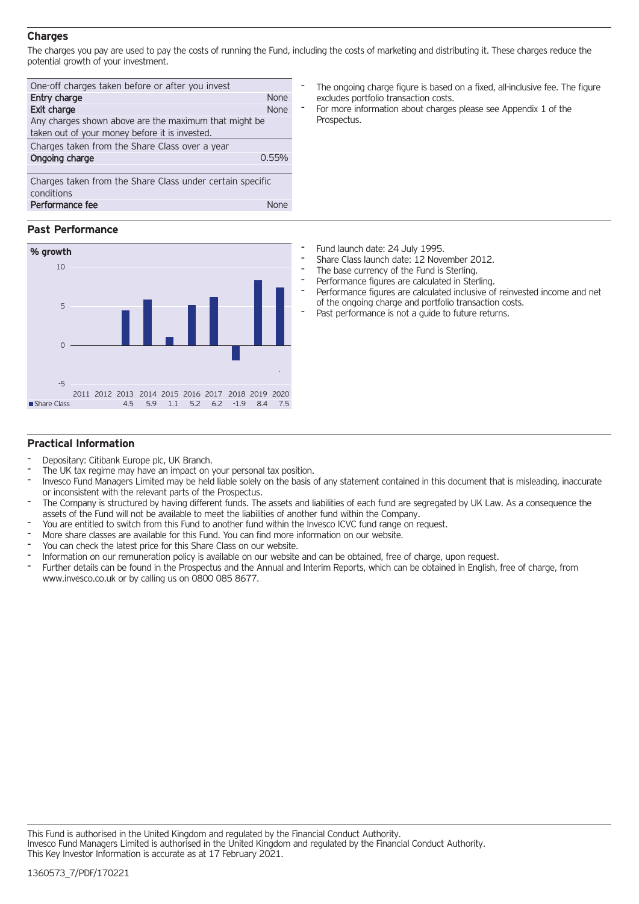## Charges

The charges you pay are used to pay the costs of running the Fund, including the costs of marketing and distributing it. These charges reduce the potential growth of your investment.

| One-off charges taken before or after you invest | |
|---|---|
| **Entry charge** | None |
| **Exit charge** | None |
| Any charges shown above are the maximum that might be taken out of your money before it is invested. | |
| Charges taken from the Share Class over a year | |
| **Ongoing charge** | 0.55% |
| Charges taken from the Share Class under certain specific conditions | |
| **Performance fee** | None |

- The ongoing charge figure is based on a fixed, all-inclusive fee. The figure excludes portfolio transaction costs.
- For more information about charges please see Appendix 1 of the Prospectus.

## Past Performance

% growth

10

5

0

-5

2011 2012 2013 2014 2015 2016 2017 2018 2019 2020

Share Class 4.5 5.9 1.1 5.2 6.2 -1.9 8.4 7.5

- Fund launch date: 24 July 1995.
- Share Class launch date: 12 November 2012.
- The base currency of the Fund is Sterling.
- Performance figures are calculated in Sterling.
- Performance figures are calculated inclusive of reinvested income and net of the ongoing charge and portfolio transaction costs.
- Past performance is not a guide to future returns.

## Practical Information

- Depositary: Citibank Europe plc, UK Branch.
- The UK tax regime may have an impact on your personal tax position.
- Invesco Fund Managers Limited may be held liable solely on the basis of any statement contained in this document that is misleading, inaccurate or inconsistent with the relevant parts of the Prospectus.
- The Company is structured by having different funds. The assets and liabilities of each fund are segregated by UK Law. As a consequence the assets of the Fund will not be available to meet the liabilities of another fund within the Company.
- You are entitled to switch from this Fund to another fund within the Invesco ICVC fund range on request.
- More share classes are available for this Fund. You can find more information on our website.
- You can check the latest price for this Share Class on our website.
- Information on our remuneration policy is available on our website and can be obtained, free of charge, upon request.
- Further details can be found in the Prospectus and the Annual and Interim Reports, which can be obtained in English, free of charge, from www.invesco.co.uk or by calling us on 0800 085 8677.

This Fund is authorised in the United Kingdom and regulated by the Financial Conduct Authority.
Invesco Fund Managers Limited is authorised in the United Kingdom and regulated by the Financial Conduct Authority.
This Key Investor Information is accurate as at 17 February 2021.

1360573_7/PDF/170221